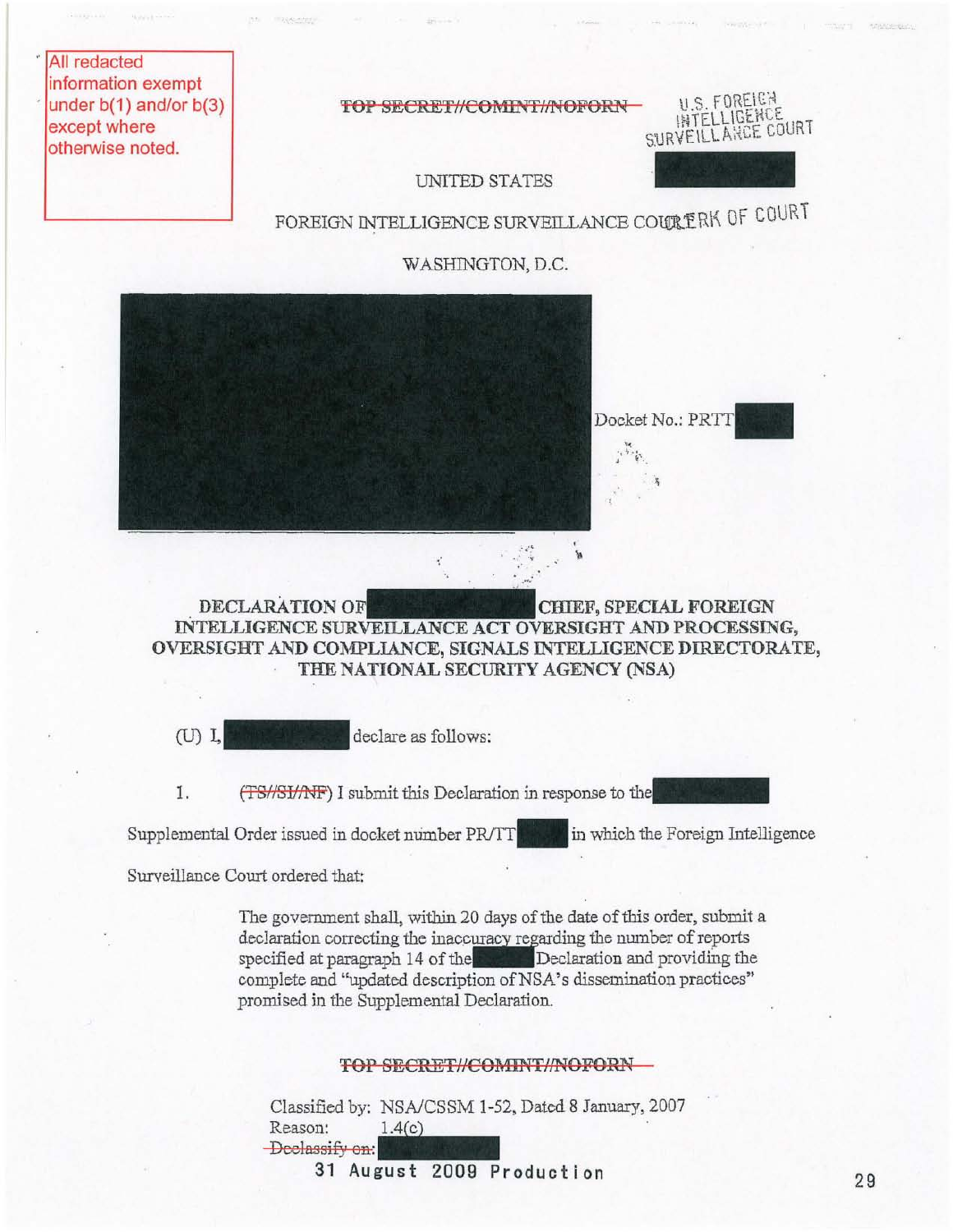All redacted information exempt under b(1) and/or b(3) except where otherwise noted.

~~TOP SECRET//COMINT//NOFORN~~

U.S. FOREIGN INTELLIGENCE SURVEILLANCE COURT

UNITED STATES

FOREIGN INTELLIGENCE SURVEILLANCE COURT

CLERK OF COURT

WASHINGTON, D.C.

Docket No.: PR/TT

**DECLARATION OF                CHIEF, SPECIAL FOREIGN INTELLIGENCE SURVEILLANCE ACT OVERSIGHT AND PROCESSING, OVERSIGHT AND COMPLIANCE, SIGNALS INTELLIGENCE DIRECTORATE, THE NATIONAL SECURITY AGENCY (NSA)**

(U) I,                declare as follows:

1. (~~TS//SI//NF~~) I submit this Declaration in response to the                Supplemental Order issued in docket number PR/TT                in which the Foreign Intelligence Surveillance Court ordered that:

> The government shall, within 20 days of the date of this order, submit a declaration correcting the inaccuracy regarding the number of reports specified at paragraph 14 of the                Declaration and providing the complete and "updated description of NSA's dissemination practices" promised in the Supplemental Declaration.

~~TOP SECRET//COMINT//NOFORN~~

Classified by: NSA/CSSM 1-52, Dated 8 January, 2007
Reason: 1.4(c)
~~Declassify on:~~

31 August 2009 Production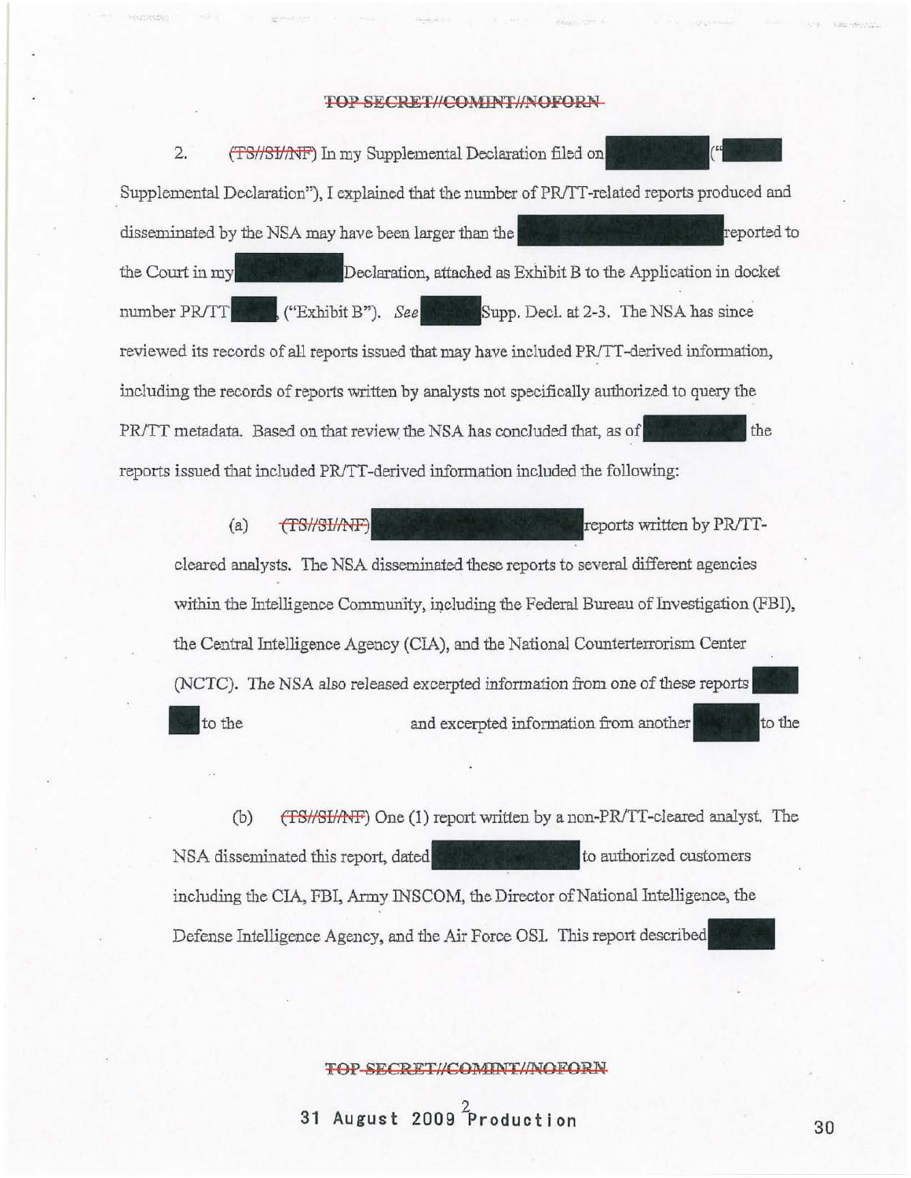2. (TS//SI//NF) In my Supplemental Declaration filed on ("  Supplemental Declaration"), I explained that the number of PR/TT-related reports produced and disseminated by the NSA may have been larger than the  reported to the Court in my  Declaration, attached as Exhibit B to the Application in docket number PR/TT  ("Exhibit B"). *See*  Supp. Decl. at 2-3. The NSA has since reviewed its records of all reports issued that may have included PR/TT-derived information, including the records of reports written by analysts not specifically authorized to query the PR/TT metadata. Based on that review the NSA has concluded that, as of  the reports issued that included PR/TT-derived information included the following:

(a) (TS//SI//NF)  reports written by PR/TT-cleared analysts. The NSA disseminated these reports to several different agencies within the Intelligence Community, including the Federal Bureau of Investigation (FBI), the Central Intelligence Agency (CIA), and the National Counterterrorism Center (NCTC). The NSA also released excerpted information from one of these reports  to the  and excerpted information from another  to the

(b) (TS//SI//NF) One (1) report written by a non-PR/TT-cleared analyst. The NSA disseminated this report, dated  to authorized customers including the CIA, FBI, Army INSCOM, the Director of National Intelligence, the Defense Intelligence Agency, and the Air Force OSI. This report described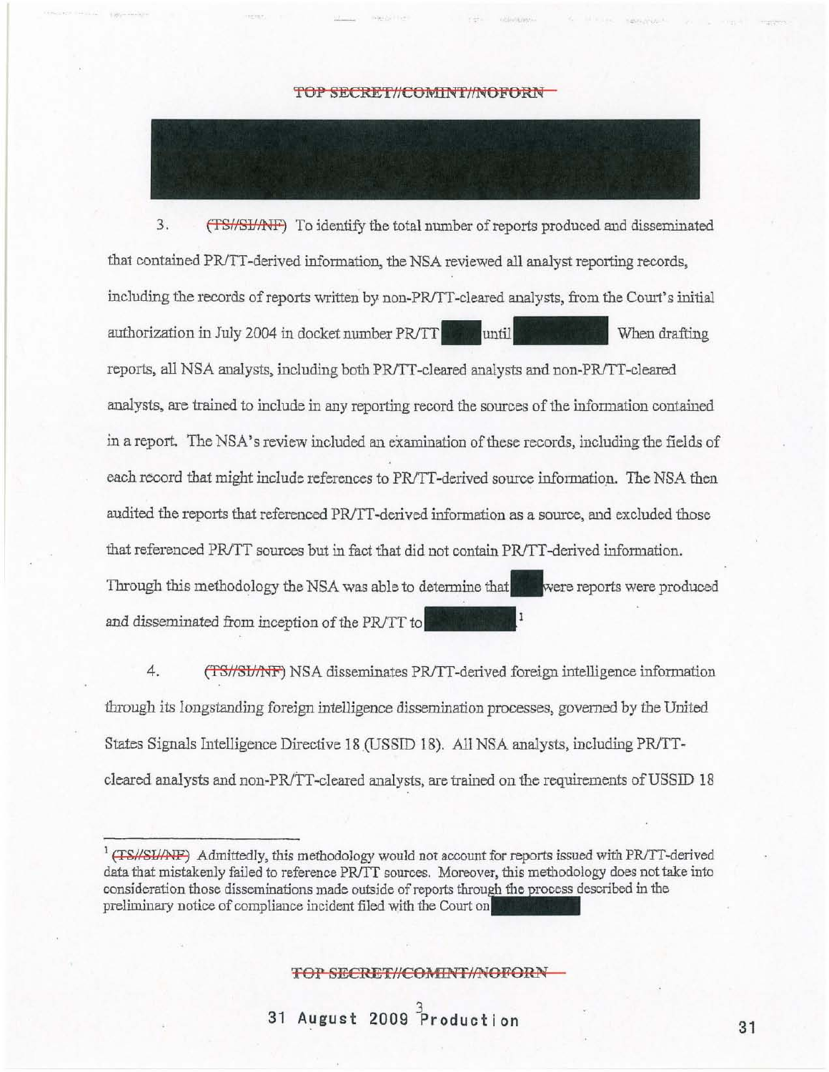TOP SECRET//COMINT//NOFORN

3. (TS//SI//NF) To identify the total number of reports produced and disseminated that contained PR/TT-derived information, the NSA reviewed all analyst reporting records, including the records of reports written by non-PR/TT-cleared analysts, from the Court's initial authorization in July 2004 in docket number PR/TT until When drafting reports, all NSA analysts, including both PR/TT-cleared analysts and non-PR/TT-cleared analysts, are trained to include in any reporting record the sources of the information contained in a report. The NSA's review included an examination of these records, including the fields of each record that might include references to PR/TT-derived source information. The NSA then audited the reports that referenced PR/TT-derived information as a source, and excluded those that referenced PR/TT sources but in fact that did not contain PR/TT-derived information. Through this methodology the NSA was able to determine that were reports were produced and disseminated from inception of the PR/TT to [1]

4. (TS//SI//NF) NSA disseminates PR/TT-derived foreign intelligence information through its longstanding foreign intelligence dissemination processes, governed by the United States Signals Intelligence Directive 18 (USSID 18). All NSA analysts, including PR/TT-cleared analysts and non-PR/TT-cleared analysts, are trained on the requirements of USSID 18

[1] (TS//SI//NF) Admittedly, this methodology would not account for reports issued with PR/TT-derived data that mistakenly failed to reference PR/TT sources. Moreover, this methodology does not take into consideration those disseminations made outside of reports through the process described in the preliminary notice of compliance incident filed with the Court on

TOP SECRET//COMINT//NOFORN

31 August 2009 Production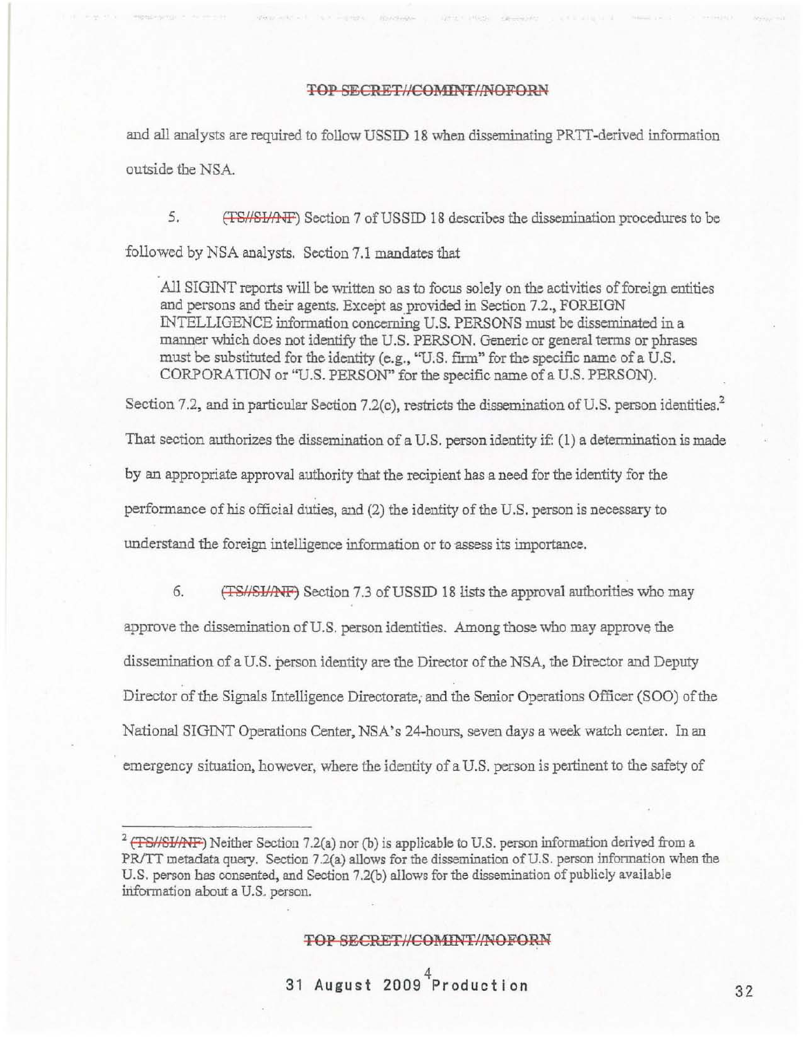and all analysts are required to follow USSID 18 when disseminating PRTT-derived information outside the NSA.

5. (TS//SI//NF) Section 7 of USSID 18 describes the dissemination procedures to be followed by NSA analysts. Section 7.1 mandates that

> All SIGINT reports will be written so as to focus solely on the activities of foreign entities and persons and their agents. Except as provided in Section 7.2., FOREIGN INTELLIGENCE information concerning U.S. PERSONS must be disseminated in a manner which does not identify the U.S. PERSON. Generic or general terms or phrases must be substituted for the identity (e.g., "U.S. firm" for the specific name of a U.S. CORPORATION or "U.S. PERSON" for the specific name of a U.S. PERSON).

Section 7.2, and in particular Section 7.2(c), restricts the dissemination of U.S. person identities.[2] That section authorizes the dissemination of a U.S. person identity if: (1) a determination is made by an appropriate approval authority that the recipient has a need for the identity for the performance of his official duties, and (2) the identity of the U.S. person is necessary to understand the foreign intelligence information or to assess its importance.

6. (TS//SI//NF) Section 7.3 of USSID 18 lists the approval authorities who may approve the dissemination of U.S. person identities. Among those who may approve the dissemination of a U.S. person identity are the Director of the NSA, the Director and Deputy Director of the Signals Intelligence Directorate, and the Senior Operations Officer (SOO) of the National SIGINT Operations Center, NSA's 24-hours, seven days a week watch center. In an emergency situation, however, where the identity of a U.S. person is pertinent to the safety of

---

[2] (TS//SI//NF) Neither Section 7.2(a) nor (b) is applicable to U.S. person information derived from a PR/TT metadata query. Section 7.2(a) allows for the dissemination of U.S. person information when the U.S. person has consented, and Section 7.2(b) allows for the dissemination of publicly available information about a U.S. person.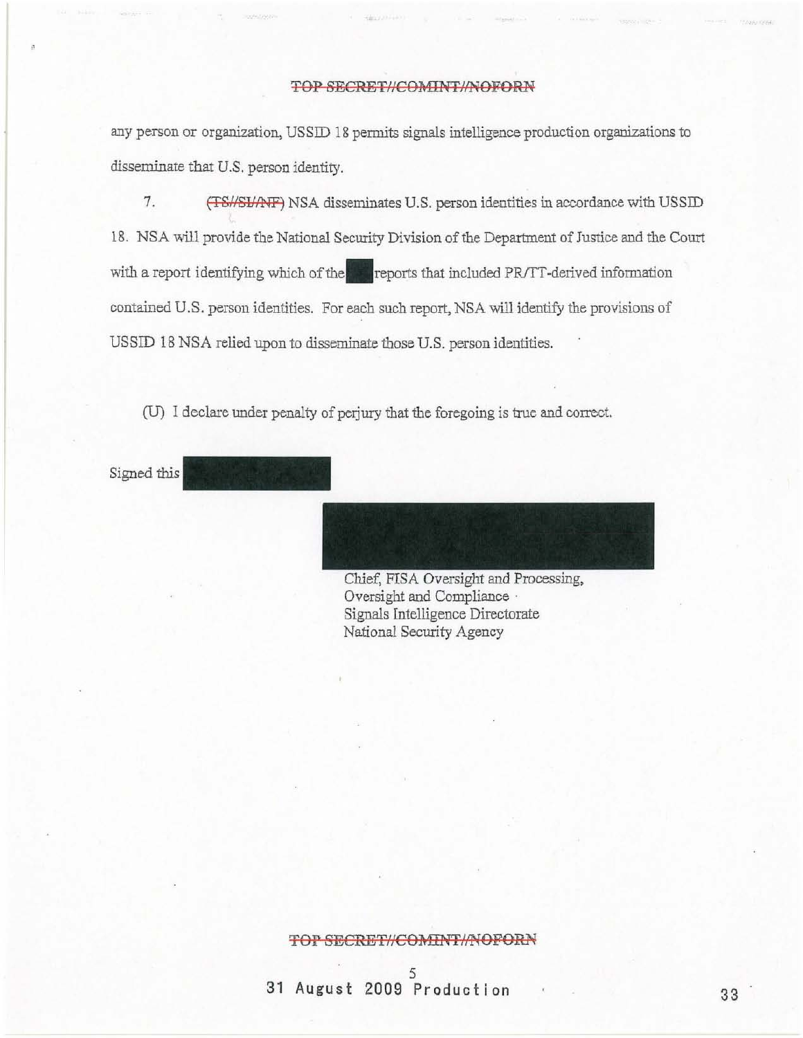TOP SECRET//COMINT//NOFORN

any person or organization, USSID 18 permits signals intelligence production organizations to disseminate that U.S. person identity.

7. (TS//SI//NF) NSA disseminates U.S. person identities in accordance with USSID 18. NSA will provide the National Security Division of the Department of Justice and the Court with a report identifying which of the ██ reports that included PR/TT-derived information contained U.S. person identities. For each such report, NSA will identify the provisions of USSID 18 NSA relied upon to disseminate those U.S. person identities.

(U) I declare under penalty of perjury that the foregoing is true and correct.

Signed this ██████

██████████

Chief, FISA Oversight and Processing,
Oversight and Compliance
Signals Intelligence Directorate
National Security Agency

TOP SECRET//COMINT//NOFORN

31 August 2009 Production